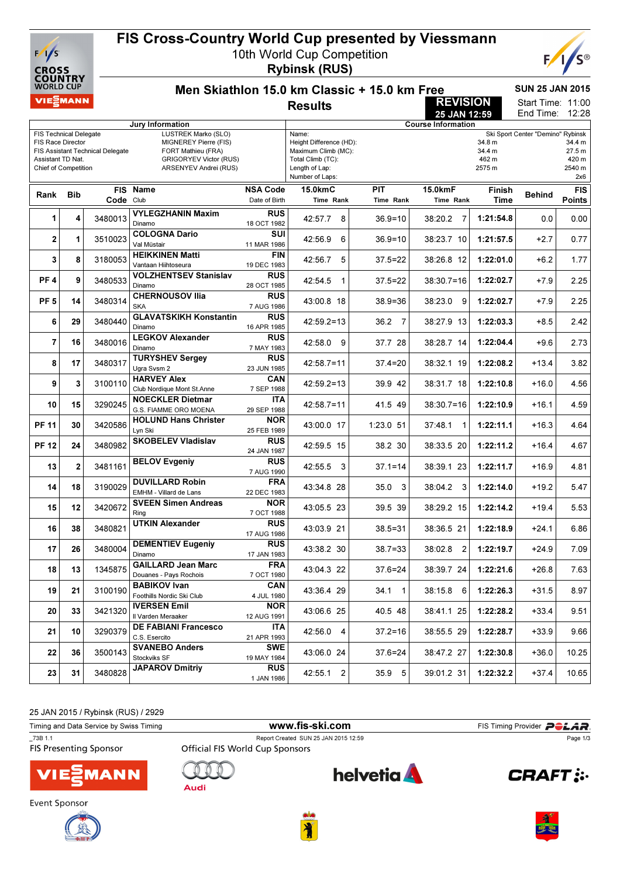# FIS Cross-Country World Cup presented by Viessmann

10th World Cup Competition

**Rybinsk (RUS)**

## Men Skiathlon 15.0 km Classic + 15.0 km Free

**SUN 25 JAN 2015**

**Results**

**REVISION 25 JAN 12:59**

Start Time: 11:00
End Time: 12:28

| Jury Information | |
|---|---|
| FIS Technical Delegate | LUSTREK Marko (SLO) |
| FIS Race Director | MIGNEREY Pierre (FIS) |
| FIS Assistant Technical Delegate | FORT Mathieu (FRA) |
| Assistant TD Nat. | GRIGORYEV Victor (RUS) |
| Chief of Competition | ARSENYEV Andrei (RUS) |

| Course Information | | |
|---|---|---|
| Name: | | Ski Sport Center "Demino" Rybinsk |
| Height Difference (HD): | 34.8 m | 34.4 m |
| Maximum Climb (MC): | 34.4 m | 27.5 m |
| Total Climb (TC): | 462 m | 420 m |
| Length of Lap: | 2575 m | 2540 m |
| Number of Laps: | | 2x6 |

| Rank | Bib | FIS Code | Name / Club | NSA Code / Date of Birth | 15.0kmC Time Rank | PIT Time Rank | 15.0kmF Time Rank | Finish Time | Behind | FIS Points |
|---|---|---|---|---|---|---|---|---|---|---|
| 1 | 4 | 3480013 | **VYLEGZHANIN Maxim** Dinamo | RUS 18 OCT 1982 | 42:57.7 8 | 36.9=10 | 38:20.2 7 | **1:21:54.8** | 0.0 | 0.00 |
| 2 | 1 | 3510023 | **COLOGNA Dario** Val Müstair | SUI 11 MAR 1986 | 42:56.9 6 | 36.9=10 | 38:23.7 10 | **1:21:57.5** | +2.7 | 0.77 |
| 3 | 8 | 3180053 | **HEIKKINEN Matti** Vantaan Hiihtoseura | FIN 19 DEC 1983 | 42:56.7 5 | 37.5=22 | 38:26.8 12 | **1:22:01.0** | +6.2 | 1.77 |
| PF 4 | 9 | 3480533 | **VOLZHENTSEV Stanislav** Dinamo | RUS 28 OCT 1985 | 42:54.5 1 | 37.5=22 | 38:30.7=16 | **1:22:02.7** | +7.9 | 2.25 |
| PF 5 | 14 | 3480314 | **CHERNOUSOV Ilia** SKA | RUS 7 AUG 1986 | 43:00.8 18 | 38.9=36 | 38:23.0 9 | **1:22:02.7** | +7.9 | 2.25 |
| 6 | 29 | 3480440 | **GLAVATSKIKH Konstantin** Dinamo | RUS 16 APR 1985 | 42:59.2=13 | 36.2 7 | 38:27.9 13 | **1:22:03.3** | +8.5 | 2.42 |
| 7 | 16 | 3480016 | **LEGKOV Alexander** Dinamo | RUS 7 MAY 1983 | 42:58.0 9 | 37.7 28 | 38:28.7 14 | **1:22:04.4** | +9.6 | 2.73 |
| 8 | 17 | 3480317 | **TURYSHEV Sergey** Ugra Svsm 2 | RUS 23 JUN 1985 | 42:58.7=11 | 37.4=20 | 38:32.1 19 | **1:22:08.2** | +13.4 | 3.82 |
| 9 | 3 | 3100110 | **HARVEY Alex** Club Nordique Mont St.Anne | CAN 7 SEP 1988 | 42:59.2=13 | 39.9 42 | 38:31.7 18 | **1:22:10.8** | +16.0 | 4.56 |
| 10 | 15 | 3290245 | **NOECKLER Dietmar** G.S. FIAMME ORO MOENA | ITA 29 SEP 1988 | 42:58.7=11 | 41.5 49 | 38:30.7=16 | **1:22:10.9** | +16.1 | 4.59 |
| PF 11 | 30 | 3420586 | **HOLUND Hans Christer** Lyn Ski | NOR 25 FEB 1989 | 43:00.0 17 | 1:23.0 51 | 37:48.1 1 | **1:22:11.1** | +16.3 | 4.64 |
| PF 12 | 24 | 3480982 | **SKOBELEV Vladislav** | RUS 24 JAN 1987 | 42:59.5 15 | 38.2 30 | 38:33.5 20 | **1:22:11.2** | +16.4 | 4.67 |
| 13 | 2 | 3481161 | **BELOV Evgeniy** | RUS 7 AUG 1990 | 42:55.5 3 | 37.1=14 | 38:39.1 23 | **1:22:11.7** | +16.9 | 4.81 |
| 14 | 18 | 3190029 | **DUVILLARD Robin** EMHM - Villard de Lans | FRA 22 DEC 1983 | 43:34.8 28 | 35.0 3 | 38:04.2 3 | **1:22:14.0** | +19.2 | 5.47 |
| 15 | 12 | 3420672 | **SVEEN Simen Andreas** Ring | NOR 7 OCT 1988 | 43:05.5 23 | 39.5 39 | 38:29.2 15 | **1:22:14.2** | +19.4 | 5.53 |
| 16 | 38 | 3480821 | **UTKIN Alexander** | RUS 17 AUG 1986 | 43:03.9 21 | 38.5=31 | 38:36.5 21 | **1:22:18.9** | +24.1 | 6.86 |
| 17 | 26 | 3480004 | **DEMENTIEV Eugeniy** Dinamo | RUS 17 JAN 1983 | 43:38.2 30 | 38.7=33 | 38:02.8 2 | **1:22:19.7** | +24.9 | 7.09 |
| 18 | 13 | 1345875 | **GAILLARD Jean Marc** Douanes - Pays Rochois | FRA 7 OCT 1980 | 43:04.3 22 | 37.6=24 | 38:39.7 24 | **1:22:21.6** | +26.8 | 7.63 |
| 19 | 21 | 3100190 | **BABIKOV Ivan** Foothills Nordic Ski Club | CAN 4 JUL 1980 | 43:36.4 29 | 34.1 1 | 38:15.8 6 | **1:22:26.3** | +31.5 | 8.97 |
| 20 | 33 | 3421320 | **IVERSEN Emil** Il Varden Meraaker | NOR 12 AUG 1991 | 43:06.6 25 | 40.5 48 | 38:41.1 25 | **1:22:28.2** | +33.4 | 9.51 |
| 21 | 10 | 3290379 | **DE FABIANI Francesco** C.S. Esercito | ITA 21 APR 1993 | 42:56.0 4 | 37.2=16 | 38:55.5 29 | **1:22:28.7** | +33.9 | 9.66 |
| 22 | 36 | 3500143 | **SVANEBO Anders** Stockviks SF | SWE 19 MAY 1984 | 43:06.0 24 | 37.6=24 | 38:47.2 27 | **1:22:30.8** | +36.0 | 10.25 |
| 23 | 31 | 3480828 | **JAPAROV Dmitriy** | RUS 1 JAN 1986 | 42:55.1 2 | 35.9 5 | 39:01.2 31 | **1:22:32.2** | +37.4 | 10.65 |

25 JAN 2015 / Rybinsk (RUS) / 2929

Timing and Data Service by Swiss Timing — www.fis-ski.com — FIS Timing Provider POLAR

_73B 1.1 — Report Created SUN 25 JAN 2015 12:59

FIS Presenting Sponsor — Official FIS World Cup Sponsors

Event Sponsor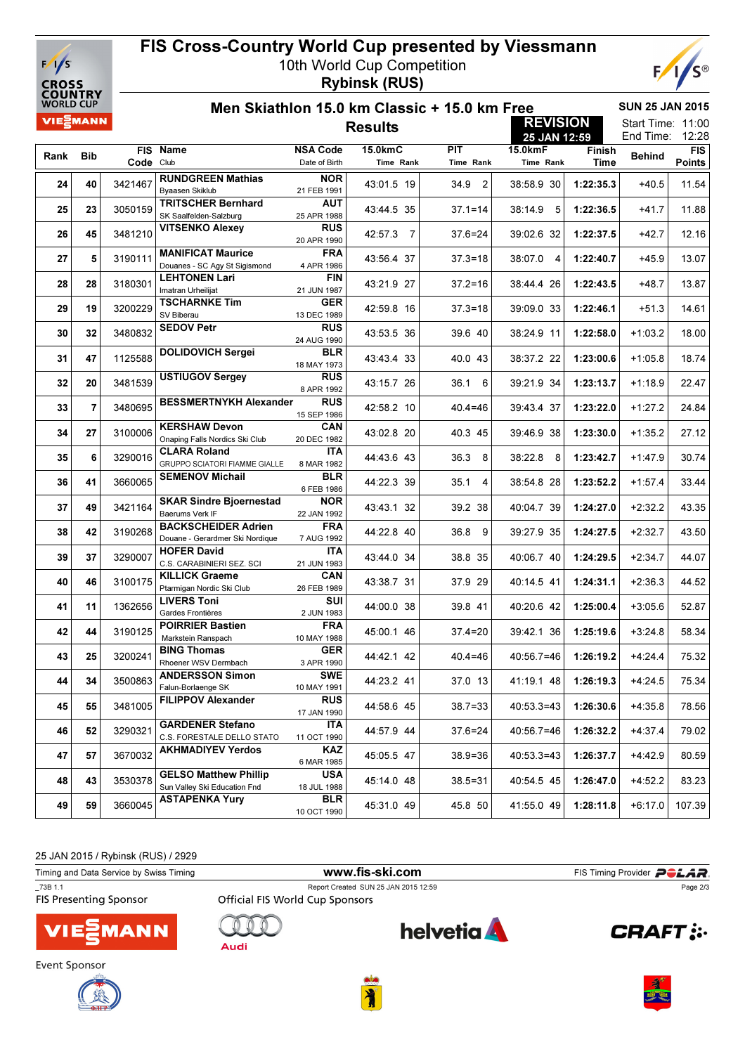# FIS Cross-Country World Cup presented by Viessmann

10th World Cup Competition

**Rybinsk (RUS)**

## Men Skiathlon 15.0 km Classic + 15.0 km Free

**Results**

REVISION 25 JAN 12:59

SUN 25 JAN 2015

Start Time: 11:00
End Time: 12:28

| Rank | Bib | FIS Code | Name / Club | NSA Code / Date of Birth | 15.0kmC Time Rank | PIT Time Rank | 15.0kmF Time Rank | Finish Time | Behind | FIS Points |
|---|---|---|---|---|---|---|---|---|---|---|
| 24 | 40 | 3421467 | **RUNDGREEN Mathias** Byaasen Skiklub | NOR 21 FEB 1991 | 43:01.5 19 | 34.9 2 | 38:58.9 30 | **1:22:35.3** | +40.5 | 11.54 |
| 25 | 23 | 3050159 | **TRITSCHER Bernhard** SK Saalfelden-Salzburg | AUT 25 APR 1988 | 43:44.5 35 | 37.1=14 | 38:14.9 5 | **1:22:36.5** | +41.7 | 11.88 |
| 26 | 45 | 3481210 | **VITSENKO Alexey** | RUS 20 APR 1990 | 42:57.3 7 | 37.6=24 | 39:02.6 32 | **1:22:37.5** | +42.7 | 12.16 |
| 27 | 5 | 3190111 | **MANIFICAT Maurice** Douanes - SC Agy St Sigismond | FRA 4 APR 1986 | 43:56.4 37 | 37.3=18 | 38:07.0 4 | **1:22:40.7** | +45.9 | 13.07 |
| 28 | 28 | 3180301 | **LEHTONEN Lari** Imatran Urheilijat | FIN 21 JUN 1987 | 43:21.9 27 | 37.2=16 | 38:44.4 26 | **1:22:43.5** | +48.7 | 13.87 |
| 29 | 19 | 3200229 | **TSCHARNKE Tim** SV Biberau | GER 13 DEC 1989 | 42:59.8 16 | 37.3=18 | 39:09.0 33 | **1:22:46.1** | +51.3 | 14.61 |
| 30 | 32 | 3480832 | **SEDOV Petr** | RUS 24 AUG 1990 | 43:53.5 36 | 39.6 40 | 38:24.9 11 | **1:22:58.0** | +1:03.2 | 18.00 |
| 31 | 47 | 1125588 | **DOLIDOVICH Sergei** | BLR 18 MAY 1973 | 43:43.4 33 | 40.0 43 | 38:37.2 22 | **1:23:00.6** | +1:05.8 | 18.74 |
| 32 | 20 | 3481539 | **USTIUGOV Sergey** | RUS 8 APR 1992 | 43:15.7 26 | 36.1 6 | 39:21.9 34 | **1:23:13.7** | +1:18.9 | 22.47 |
| 33 | 7 | 3480695 | **BESSMERTNYKH Alexander** | RUS 15 SEP 1986 | 42:58.2 10 | 40.4=46 | 39:43.4 37 | **1:23:22.0** | +1:27.2 | 24.84 |
| 34 | 27 | 3100006 | **KERSHAW Devon** Onaping Falls Nordics Ski Club | CAN 20 DEC 1982 | 43:02.8 20 | 40.3 45 | 39:46.9 38 | **1:23:30.0** | +1:35.2 | 27.12 |
| 35 | 6 | 3290016 | **CLARA Roland** GRUPPO SCIATORI FIAMME GIALLE | ITA 8 MAR 1982 | 44:43.6 43 | 36.3 8 | 38:22.8 8 | **1:23:42.7** | +1:47.9 | 30.74 |
| 36 | 41 | 3660065 | **SEMENOV Michail** | BLR 6 FEB 1986 | 44:22.3 39 | 35.1 4 | 38:54.8 28 | **1:23:52.2** | +1:57.4 | 33.44 |
| 37 | 49 | 3421164 | **SKAR Sindre Bjoernestad** Baerums Verk IF | NOR 22 JAN 1992 | 43:43.1 32 | 39.2 38 | 40:04.7 39 | **1:24:27.0** | +2:32.2 | 43.35 |
| 38 | 42 | 3190268 | **BACKSCHEIDER Adrien** Douane - Gerardmer Ski Nordique | FRA 7 AUG 1992 | 44:22.8 40 | 36.8 9 | 39:27.9 35 | **1:24:27.5** | +2:32.7 | 43.50 |
| 39 | 37 | 3290007 | **HOFER David** C.S. CARABINIERI SEZ. SCI | ITA 21 JUN 1983 | 43:44.0 34 | 38.8 35 | 40:06.7 40 | **1:24:29.5** | +2:34.7 | 44.07 |
| 40 | 46 | 3100175 | **KILLICK Graeme** Ptarmigan Nordic Ski Club | CAN 26 FEB 1989 | 43:38.7 31 | 37.9 29 | 40:14.5 41 | **1:24:31.1** | +2:36.3 | 44.52 |
| 41 | 11 | 1362656 | **LIVERS Toni** Gardes Frontières | SUI 2 JUN 1983 | 44:00.0 38 | 39.8 41 | 40:20.6 42 | **1:25:00.4** | +3:05.6 | 52.87 |
| 42 | 44 | 3190125 | **POIRRIER Bastien** Markstein Ranspach | FRA 10 MAY 1988 | 45:00.1 46 | 37.4=20 | 39:42.1 36 | **1:25:19.6** | +3:24.8 | 58.34 |
| 43 | 25 | 3200241 | **BING Thomas** Rhoener WSV Dermbach | GER 3 APR 1990 | 44:42.1 42 | 40.4=46 | 40:56.7=46 | **1:26:19.2** | +4:24.4 | 75.32 |
| 44 | 34 | 3500863 | **ANDERSSON Simon** Falun-Borlaenge SK | SWE 10 MAY 1991 | 44:23.2 41 | 37.0 13 | 41:19.1 48 | **1:26:19.3** | +4:24.5 | 75.34 |
| 45 | 55 | 3481005 | **FILIPPOV Alexander** | RUS 17 JAN 1990 | 44:58.6 45 | 38.7=33 | 40:53.3=43 | **1:26:30.6** | +4:35.8 | 78.56 |
| 46 | 52 | 3290321 | **GARDENER Stefano** C.S. FORESTALE DELLO STATO | ITA 11 OCT 1990 | 44:57.9 44 | 37.6=24 | 40:56.7=46 | **1:26:32.2** | +4:37.4 | 79.02 |
| 47 | 57 | 3670032 | **AKHMADIYEV Yerdos** | KAZ 6 MAR 1985 | 45:05.5 47 | 38.9=36 | 40:53.3=43 | **1:26:37.7** | +4:42.9 | 80.59 |
| 48 | 43 | 3530378 | **GELSO Matthew Phillip** Sun Valley Ski Education Fnd | USA 18 JUL 1988 | 45:14.0 48 | 38.5=31 | 40:54.5 45 | **1:26:47.0** | +4:52.2 | 83.23 |
| 49 | 59 | 3660045 | **ASTAPENKA Yury** | BLR 10 OCT 1990 | 45:31.0 49 | 45.8 50 | 41:55.0 49 | **1:28:11.8** | +6:17.0 | 107.39 |

25 JAN 2015 / Rybinsk (RUS) / 2929

Timing and Data Service by Swiss Timing — www.fis-ski.com — FIS Timing Provider POLAR

_73B 1.1 — Report Created SUN 25 JAN 2015 12:59

FIS Presenting Sponsor — Official FIS World Cup Sponsors

Event Sponsor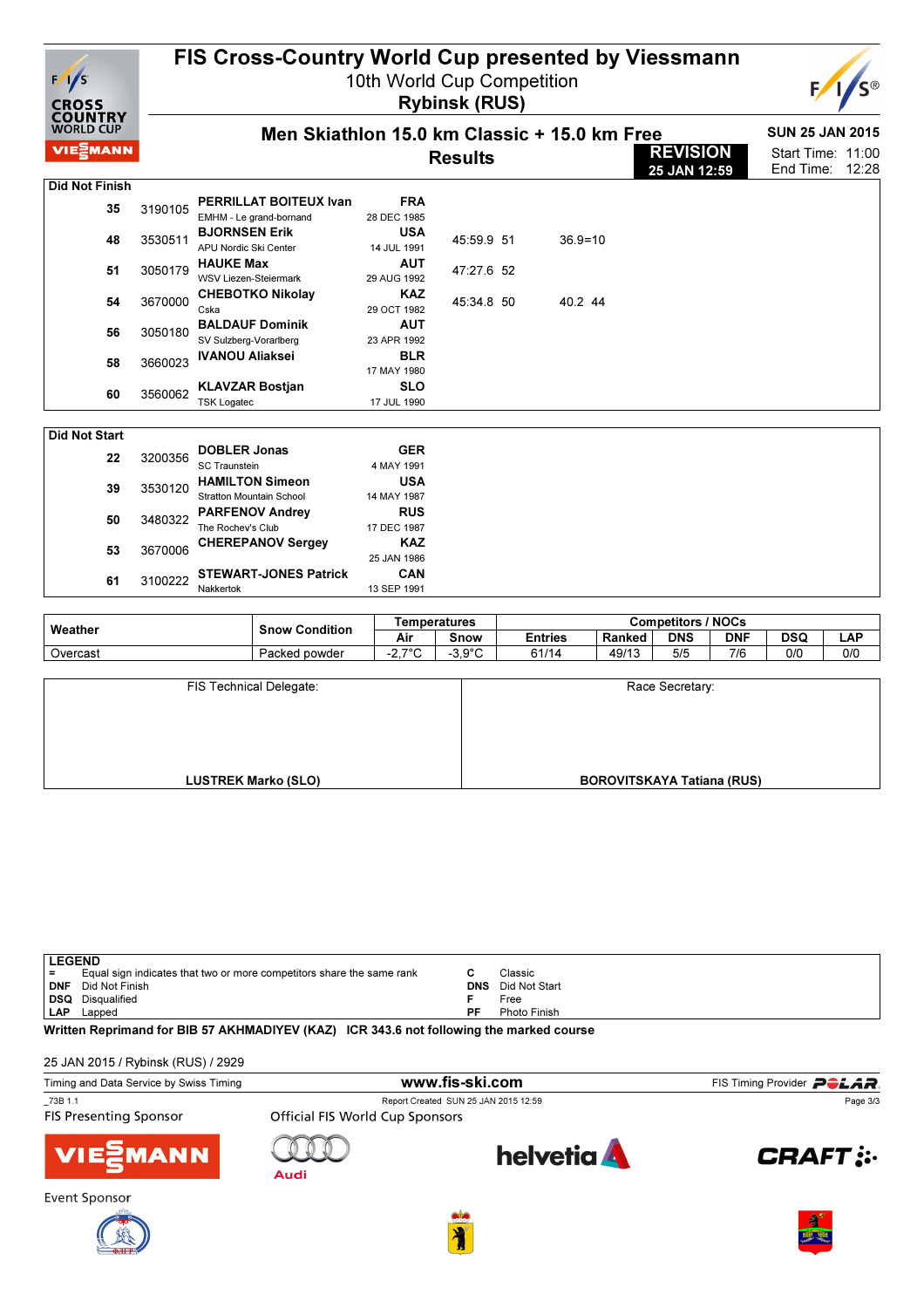# FIS Cross-Country World Cup presented by Viessmann

10th World Cup Competition

**Rybinsk (RUS)**

## Men Skiathlon 15.0 km Classic + 15.0 km Free

**Results**

**REVISION 25 JAN 12:59**

SUN 25 JAN 2015

Start Time: 11:00

End Time: 12:28

**Did Not Finish**

| | | | | | | | |
|---|---|---|---|---|---|---|---|
| 35 | 3190105 | **PERRILLAT BOITEUX Ivan** EMHM - Le grand-bornand | **FRA** 28 DEC 1985 | | | | |
| 48 | 3530511 | **BJORNSEN Erik** APU Nordic Ski Center | **USA** 14 JUL 1991 | 45:59.9 | 51 | 36.9=10 | |
| 51 | 3050179 | **HAUKE Max** WSV Liezen-Steiermark | **AUT** 29 AUG 1992 | 47:27.6 | 52 | | |
| 54 | 3670000 | **CHEBOTKO Nikolay** Cska | **KAZ** 29 OCT 1982 | 45:34.8 | 50 | 40.2 | 44 |
| 56 | 3050180 | **BALDAUF Dominik** SV Sulzberg-Vorarlberg | **AUT** 23 APR 1992 | | | | |
| 58 | 3660023 | **IVANOU Aliaksei** | **BLR** 17 MAY 1980 | | | | |
| 60 | 3560062 | **KLAVZAR Bostjan** TSK Logatec | **SLO** 17 JUL 1990 | | | | |

**Did Not Start**

| | | | |
|---|---|---|---|
| 22 | 3200356 | **DOBLER Jonas** SC Traunstein | **GER** 4 MAY 1991 |
| 39 | 3530120 | **HAMILTON Simeon** Stratton Mountain School | **USA** 14 MAY 1987 |
| 50 | 3480322 | **PARFENOV Andrey** The Rochev's Club | **RUS** 17 DEC 1987 |
| 53 | 3670006 | **CHEREPANOV Sergey** | **KAZ** 25 JAN 1986 |
| 61 | 3100222 | **STEWART-JONES Patrick** Nakkertok | **CAN** 13 SEP 1991 |

| Weather | Snow Condition | Temperatures | | Competitors / NOCs | | | | | |
|---|---|---|---|---|---|---|---|---|---|
| | | Air | Snow | Entries | Ranked | DNS | DNF | DSQ | LAP |
| Overcast | Packed powder | -2,7°C | -3,9°C | 61/14 | 49/13 | 5/5 | 7/6 | 0/0 | 0/0 |

| FIS Technical Delegate: | Race Secretary: |
|---|---|
| **LUSTREK Marko (SLO)** | **BOROVITSKAYA Tatiana (RUS)** |

**LEGEND**

| | | | |
|---|---|---|---|
| = | Equal sign indicates that two or more competitors share the same rank | C | Classic |
| DNF | Did Not Finish | DNS | Did Not Start |
| DSQ | Disqualified | F | Free |
| LAP | Lapped | PF | Photo Finish |

**Written Reprimand for BIB 57 AKHMADIYEV (KAZ) ICR 343.6 not following the marked course**

25 JAN 2015 / Rybinsk (RUS) / 2929

Timing and Data Service by Swiss Timing

www.fis-ski.com

FIS Timing Provider POLAR

_73B 1.1

Report Created SUN 25 JAN 2015 12:59

FIS Presenting Sponsor

Official FIS World Cup Sponsors

Event Sponsor